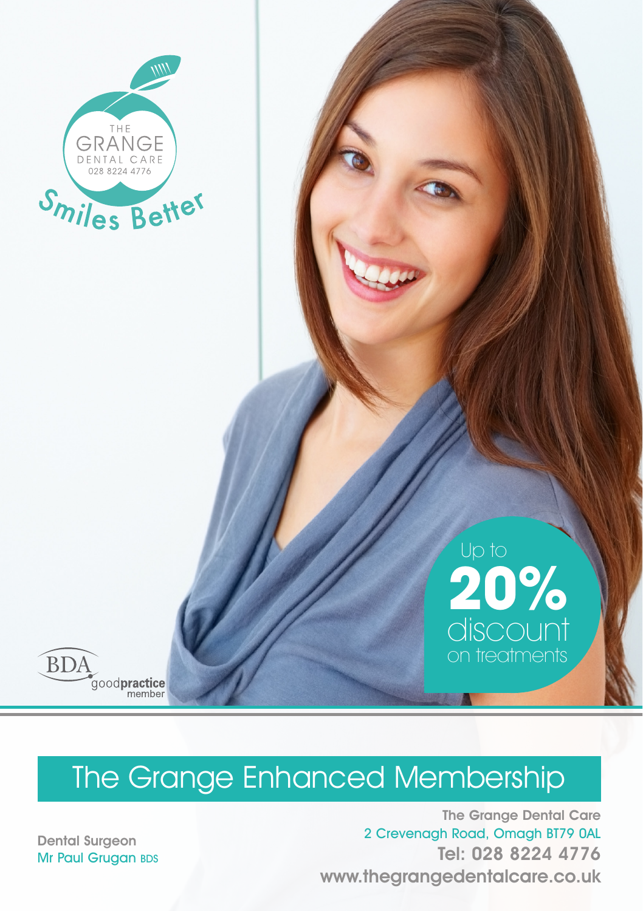THE GRANGE DENTAL CARE
028 8224 4776

Smiles Better

Up to **20%** discount on treatments

BDA goodpractice member

# The Grange Enhanced Membership

**Dental Surgeon**
Mr Paul Grugan BDS

**The Grange Dental Care**
2 Crevenagh Road, Omagh BT79 0AL
**Tel: 028 8224 4776**
**www.thegrangedentalcare.co.uk**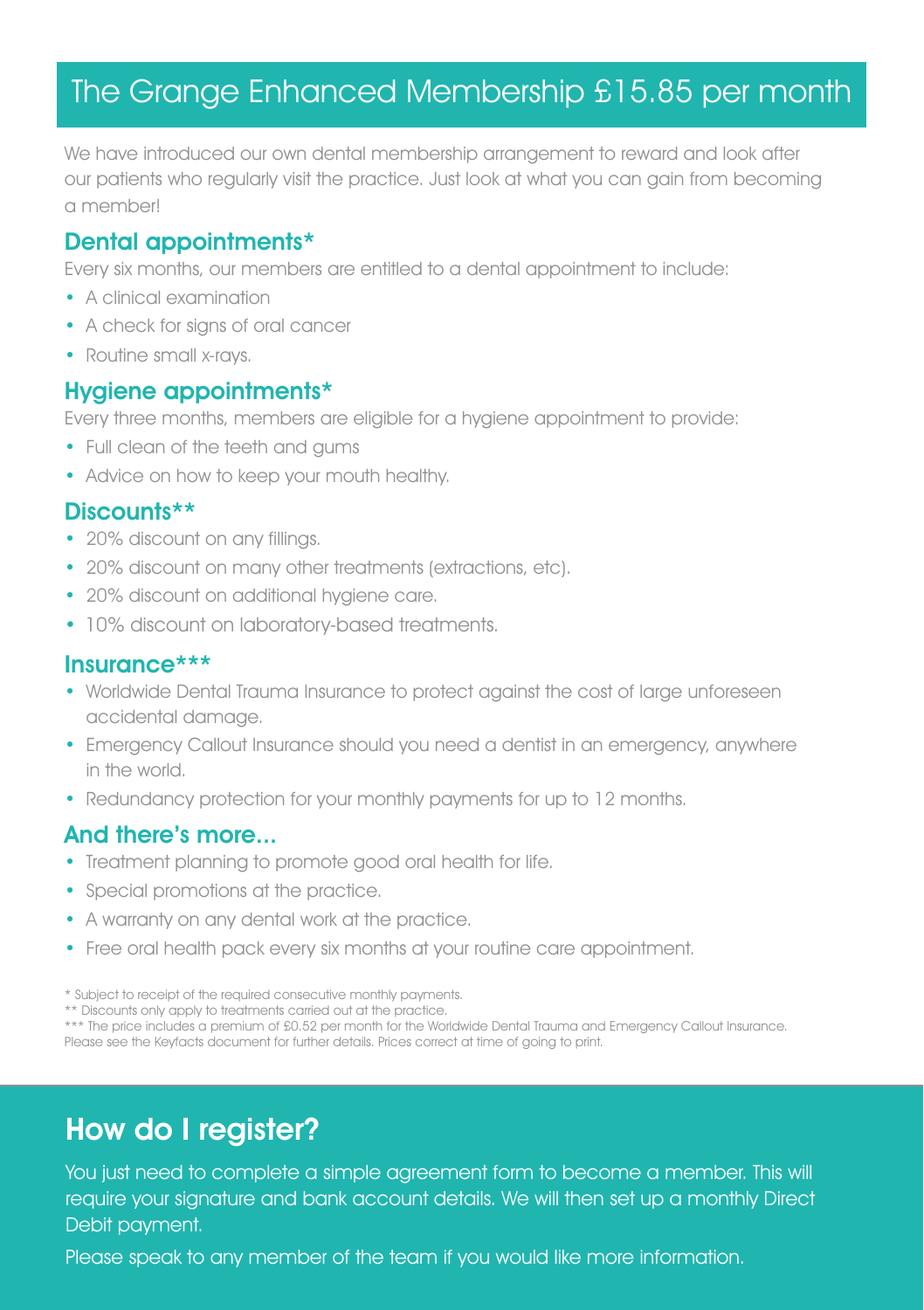# The Grange Enhanced Membership £15.85 per month

We have introduced our own dental membership arrangement to reward and look after our patients who regularly visit the practice. Just look at what you can gain from becoming a member!

## Dental appointments*

Every six months, our members are entitled to a dental appointment to include:

- A clinical examination
- A check for signs of oral cancer
- Routine small x-rays.

## Hygiene appointments*

Every three months, members are eligible for a hygiene appointment to provide:

- Full clean of the teeth and gums
- Advice on how to keep your mouth healthy.

## Discounts**

- 20% discount on any fillings.
- 20% discount on many other treatments (extractions, etc).
- 20% discount on additional hygiene care.
- 10% discount on laboratory-based treatments.

## Insurance***

- Worldwide Dental Trauma Insurance to protect against the cost of large unforeseen accidental damage.
- Emergency Callout Insurance should you need a dentist in an emergency, anywhere in the world.
- Redundancy protection for your monthly payments for up to 12 months.

## And there's more...

- Treatment planning to promote good oral health for life.
- Special promotions at the practice.
- A warranty on any dental work at the practice.
- Free oral health pack every six months at your routine care appointment.

\* Subject to receipt of the required consecutive monthly payments.
** Discounts only apply to treatments carried out at the practice.
*** The price includes a premium of £0.52 per month for the Worldwide Dental Trauma and Emergency Callout Insurance. Please see the Keyfacts document for further details. Prices correct at time of going to print.

## How do I register?

You just need to complete a simple agreement form to become a member. This will require your signature and bank account details. We will then set up a monthly Direct Debit payment.

Please speak to any member of the team if you would like more information.